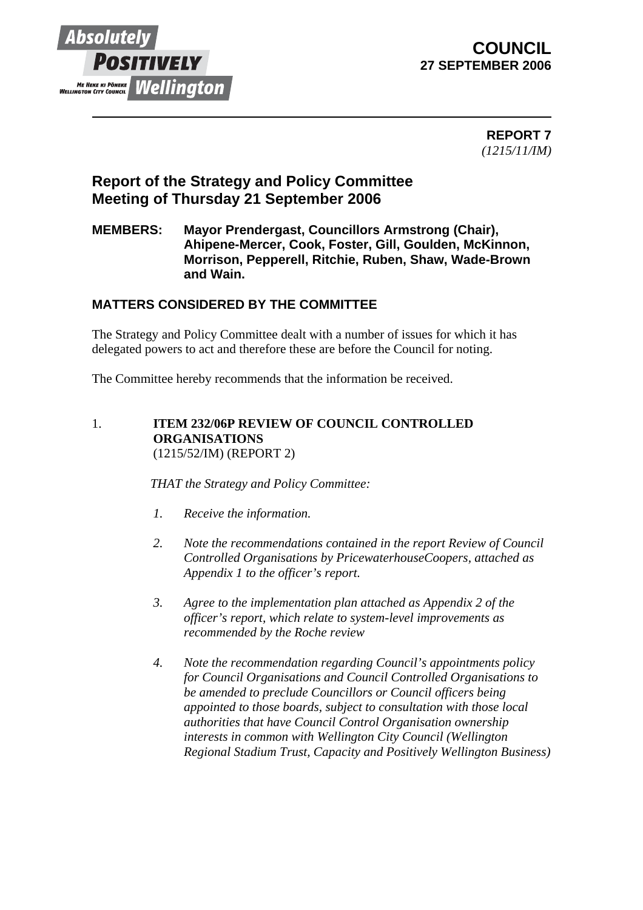**COUNCIL**
**27 SEPTEMBER 2006**

**REPORT 7**
*(1215/11/IM)*

## Report of the Strategy and Policy Committee Meeting of Thursday 21 September 2006

**MEMBERS: Mayor Prendergast, Councillors Armstrong (Chair), Ahipene-Mercer, Cook, Foster, Gill, Goulden, McKinnon, Morrison, Pepperell, Ritchie, Ruben, Shaw, Wade-Brown and Wain.**

### MATTERS CONSIDERED BY THE COMMITTEE

The Strategy and Policy Committee dealt with a number of issues for which it has delegated powers to act and therefore these are before the Council for noting.

The Committee hereby recommends that the information be received.

1. **ITEM 232/06P REVIEW OF COUNCIL CONTROLLED ORGANISATIONS**
(1215/52/IM) (REPORT 2)

*THAT the Strategy and Policy Committee:*

1. *Receive the information.*

2. *Note the recommendations contained in the report Review of Council Controlled Organisations by PricewaterhouseCoopers, attached as Appendix 1 to the officer's report.*

3. *Agree to the implementation plan attached as Appendix 2 of the officer's report, which relate to system-level improvements as recommended by the Roche review*

4. *Note the recommendation regarding Council's appointments policy for Council Organisations and Council Controlled Organisations to be amended to preclude Councillors or Council officers being appointed to those boards, subject to consultation with those local authorities that have Council Control Organisation ownership interests in common with Wellington City Council (Wellington Regional Stadium Trust, Capacity and Positively Wellington Business)*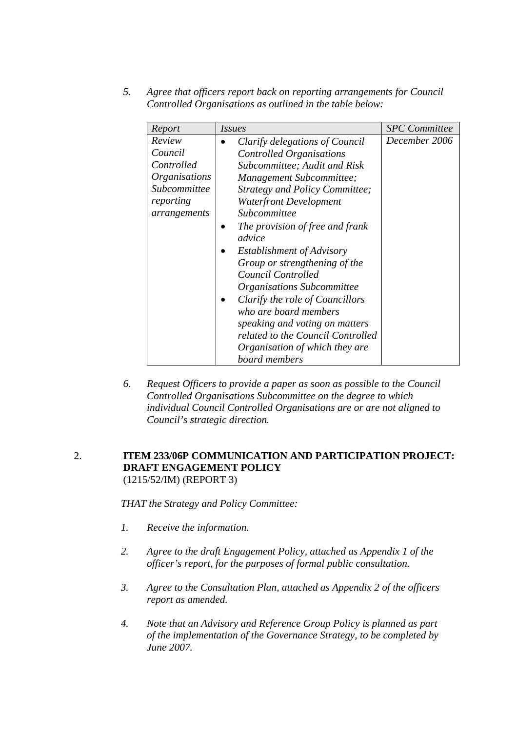5. *Agree that officers report back on reporting arrangements for Council Controlled Organisations as outlined in the table below:*

| *Report* | *Issues* | *SPC Committee* |
|---|---|---|
| *Review Council Controlled Organisations Subcommittee reporting arrangements* | • *Clarify delegations of Council Controlled Organisations Subcommittee; Audit and Risk Management Subcommittee; Strategy and Policy Committee; Waterfront Development Subcommittee*<br>• *The provision of free and frank advice*<br>• *Establishment of Advisory Group or strengthening of the Council Controlled Organisations Subcommittee*<br>• *Clarify the role of Councillors who are board members speaking and voting on matters related to the Council Controlled Organisation of which they are board members* | *December 2006* |

6. *Request Officers to provide a paper as soon as possible to the Council Controlled Organisations Subcommittee on the degree to which individual Council Controlled Organisations are or are not aligned to Council's strategic direction.*

2. **ITEM 233/06P COMMUNICATION AND PARTICIPATION PROJECT: DRAFT ENGAGEMENT POLICY**
(1215/52/IM) (REPORT 3)

*THAT the Strategy and Policy Committee:*

1. *Receive the information.*
2. *Agree to the draft Engagement Policy, attached as Appendix 1 of the officer's report, for the purposes of formal public consultation.*
3. *Agree to the Consultation Plan, attached as Appendix 2 of the officers report as amended.*
4. *Note that an Advisory and Reference Group Policy is planned as part of the implementation of the Governance Strategy, to be completed by June 2007.*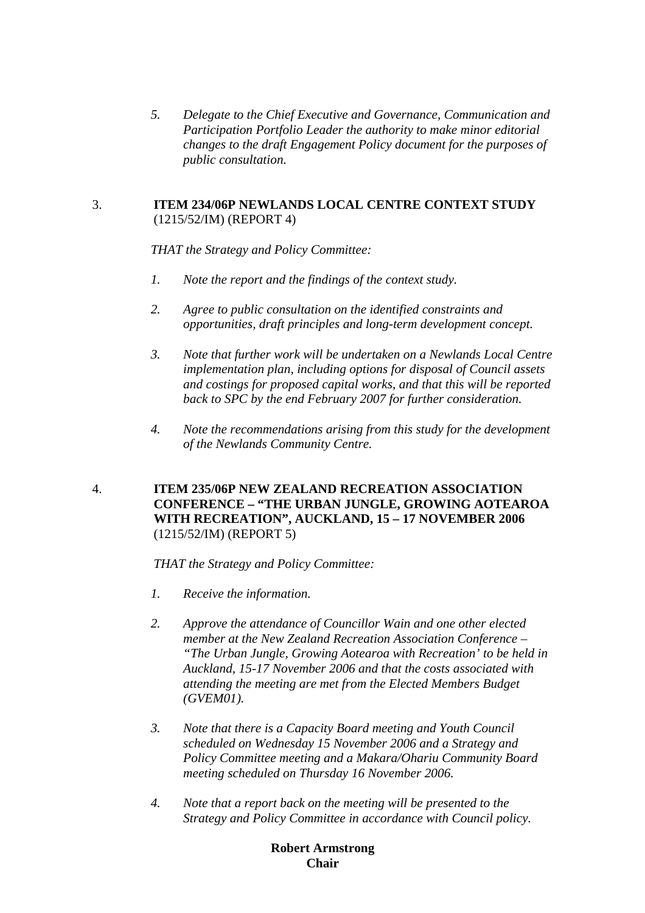5. *Delegate to the Chief Executive and Governance, Communication and Participation Portfolio Leader the authority to make minor editorial changes to the draft Engagement Policy document for the purposes of public consultation.*

3. **ITEM 234/06P NEWLANDS LOCAL CENTRE CONTEXT STUDY** (1215/52/IM) (REPORT 4)

*THAT the Strategy and Policy Committee:*

1. *Note the report and the findings of the context study.*

2. *Agree to public consultation on the identified constraints and opportunities, draft principles and long-term development concept.*

3. *Note that further work will be undertaken on a Newlands Local Centre implementation plan, including options for disposal of Council assets and costings for proposed capital works, and that this will be reported back to SPC by the end February 2007 for further consideration.*

4. *Note the recommendations arising from this study for the development of the Newlands Community Centre.*

4. **ITEM 235/06P NEW ZEALAND RECREATION ASSOCIATION CONFERENCE – "THE URBAN JUNGLE, GROWING AOTEAROA WITH RECREATION", AUCKLAND, 15 – 17 NOVEMBER 2006** (1215/52/IM) (REPORT 5)

*THAT the Strategy and Policy Committee:*

1. *Receive the information.*

2. *Approve the attendance of Councillor Wain and one other elected member at the New Zealand Recreation Association Conference – "The Urban Jungle, Growing Aotearoa with Recreation' to be held in Auckland, 15-17 November 2006 and that the costs associated with attending the meeting are met from the Elected Members Budget (GVEM01).*

3. *Note that there is a Capacity Board meeting and Youth Council scheduled on Wednesday 15 November 2006 and a Strategy and Policy Committee meeting and a Makara/Ohariu Community Board meeting scheduled on Thursday 16 November 2006.*

4. *Note that a report back on the meeting will be presented to the Strategy and Policy Committee in accordance with Council policy.*

**Robert Armstrong**
**Chair**